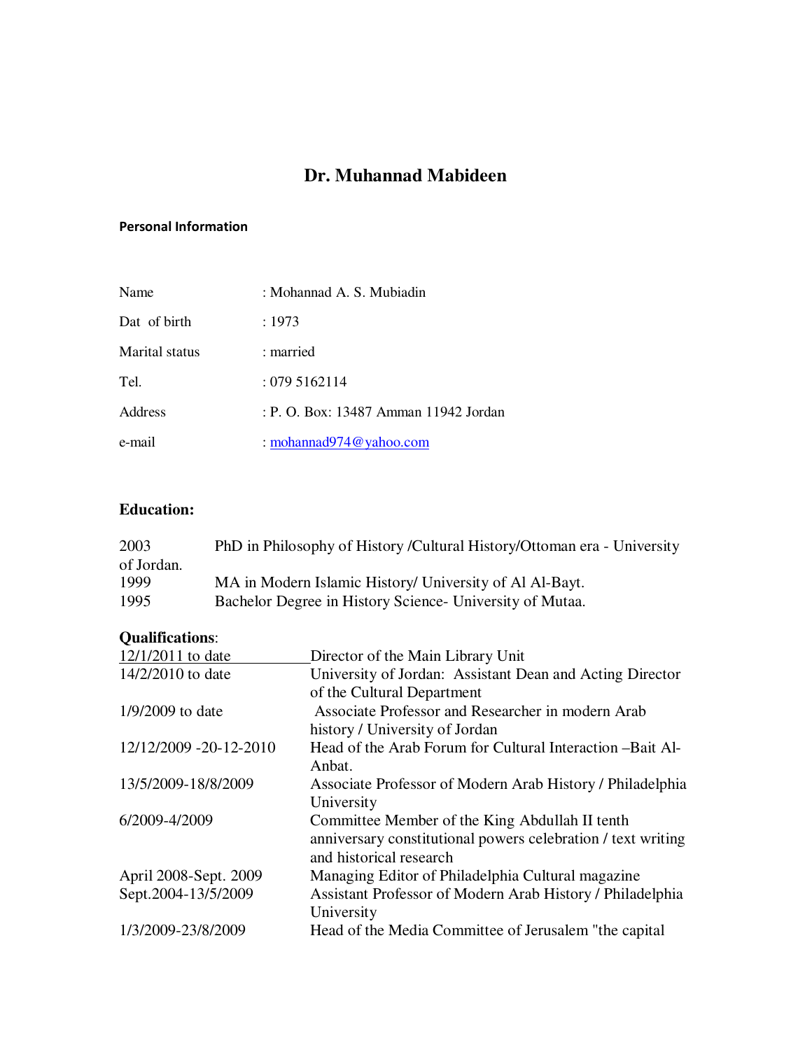# Dr. Muhannad Mabideen

**Personal Information**

| | |
|---|---|
| Name | : Mohannad A. S. Mubiadin |
| Dat of birth | : 1973 |
| Marital status | : married |
| Tel. | : 079 5162114 |
| Address | : P. O. Box: 13487 Amman 11942 Jordan |
| e-mail | : mohannad974@yahoo.com |

**Education:**

2003 PhD in Philosophy of History /Cultural History/Ottoman era - University of Jordan.
1999 MA in Modern Islamic History/ University of Al Al-Bayt.
1995 Bachelor Degree in History Science- University of Mutaa.

**Qualifications**:

| | |
|---|---|
| 12/1/2011 to date | Director of the Main Library Unit |
| 14/2/2010 to date | University of Jordan: Assistant Dean and Acting Director of the Cultural Department |
| 1/9/2009 to date | Associate Professor and Researcher in modern Arab history / University of Jordan |
| 12/12/2009 -20-12-2010 | Head of the Arab Forum for Cultural Interaction –Bait Al-Anbat. |
| 13/5/2009-18/8/2009 | Associate Professor of Modern Arab History / Philadelphia University |
| 6/2009-4/2009 | Committee Member of the King Abdullah II tenth anniversary constitutional powers celebration / text writing and historical research |
| April 2008-Sept. 2009 | Managing Editor of Philadelphia Cultural magazine |
| Sept.2004-13/5/2009 | Assistant Professor of Modern Arab History / Philadelphia University |
| 1/3/2009-23/8/2009 | Head of the Media Committee of Jerusalem "the capital |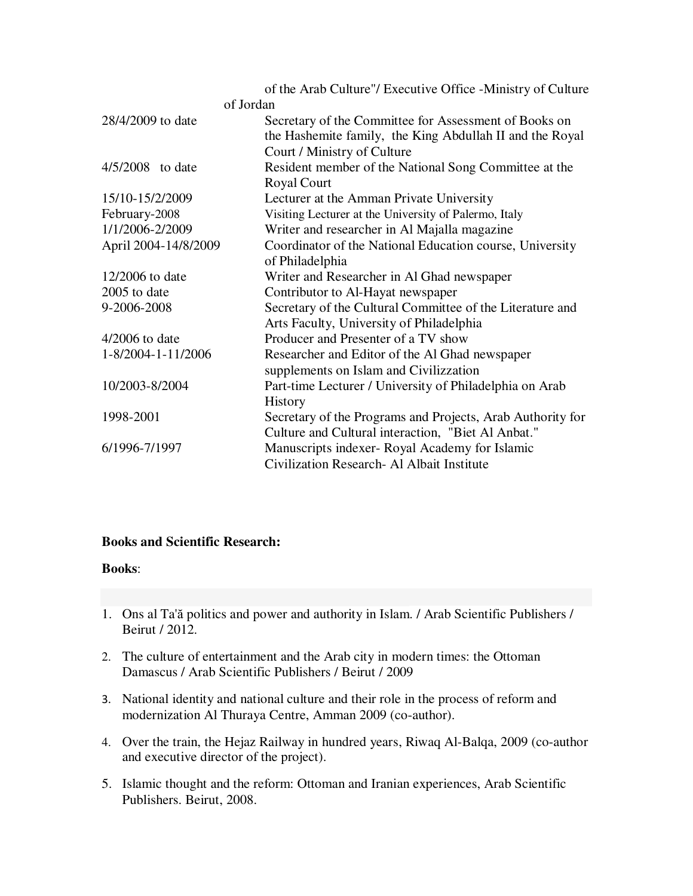of the Arab Culture"/ Executive Office -Ministry of Culture of Jordan

| | |
|---|---|
| 28/4/2009 to date | Secretary of the Committee for Assessment of Books on the Hashemite family, the King Abdullah II and the Royal Court / Ministry of Culture |
| 4/5/2008 to date | Resident member of the National Song Committee at the Royal Court |
| 15/10-15/2/2009 | Lecturer at the Amman Private University |
| February-2008 | Visiting Lecturer at the University of Palermo, Italy |
| 1/1/2006-2/2009 | Writer and researcher in Al Majalla magazine |
| April 2004-14/8/2009 | Coordinator of the National Education course, University of Philadelphia |
| 12/2006 to date | Writer and Researcher in Al Ghad newspaper |
| 2005 to date | Contributor to Al-Hayat newspaper |
| 9-2006-2008 | Secretary of the Cultural Committee of the Literature and Arts Faculty, University of Philadelphia |
| 4/2006 to date | Producer and Presenter of a TV show |
| 1-8/2004-1-11/2006 | Researcher and Editor of the Al Ghad newspaper supplements on Islam and Civilizzation |
| 10/2003-8/2004 | Part-time Lecturer / University of Philadelphia on Arab History |
| 1998-2001 | Secretary of the Programs and Projects, Arab Authority for Culture and Cultural interaction, "Biet Al Anbat." |
| 6/1996-7/1997 | Manuscripts indexer- Royal Academy for Islamic Civilization Research- Al Albait Institute |

**Books and Scientific Research:**

**Books**:

1. Ons al Ta'ă politics and power and authority in Islam. / Arab Scientific Publishers / Beirut / 2012.
2. The culture of entertainment and the Arab city in modern times: the Ottoman Damascus / Arab Scientific Publishers / Beirut / 2009
3. National identity and national culture and their role in the process of reform and modernization Al Thuraya Centre, Amman 2009 (co-author).
4. Over the train, the Hejaz Railway in hundred years, Riwaq Al-Balqa, 2009 (co-author and executive director of the project).
5. Islamic thought and the reform: Ottoman and Iranian experiences, Arab Scientific Publishers. Beirut, 2008.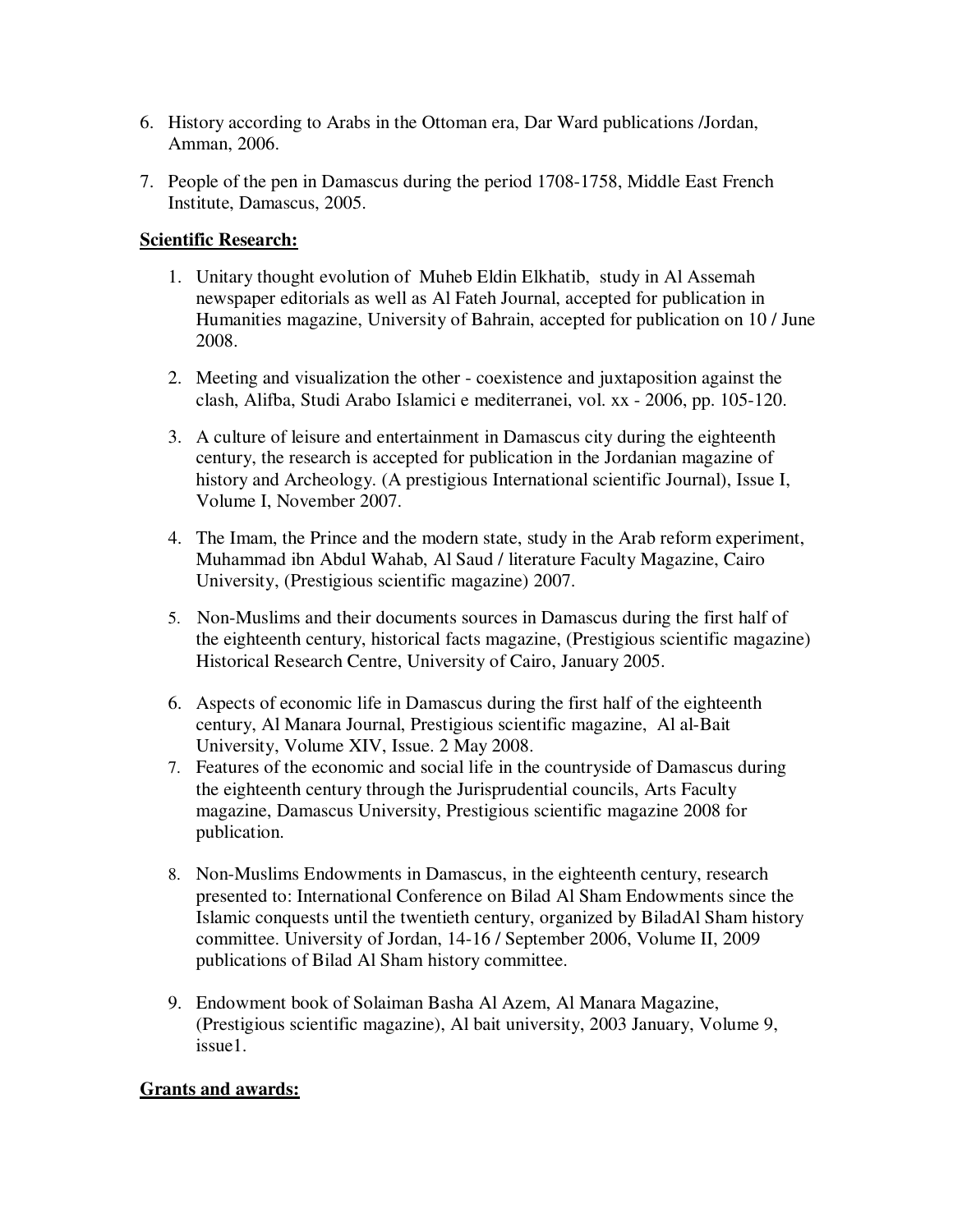6. History according to Arabs in the Ottoman era, Dar Ward publications /Jordan, Amman, 2006.

7. People of the pen in Damascus during the period 1708-1758, Middle East French Institute, Damascus, 2005.

**Scientific Research:**

1. Unitary thought evolution of Muheb Eldin Elkhatib, study in Al Assemah newspaper editorials as well as Al Fateh Journal, accepted for publication in Humanities magazine, University of Bahrain, accepted for publication on 10 / June 2008.

2. Meeting and visualization the other - coexistence and juxtaposition against the clash, Alifba, Studi Arabo Islamici e mediterranei, vol. xx - 2006, pp. 105-120.

3. A culture of leisure and entertainment in Damascus city during the eighteenth century, the research is accepted for publication in the Jordanian magazine of history and Archeology. (A prestigious International scientific Journal), Issue I, Volume I, November 2007.

4. The Imam, the Prince and the modern state, study in the Arab reform experiment, Muhammad ibn Abdul Wahab, Al Saud / literature Faculty Magazine, Cairo University, (Prestigious scientific magazine) 2007.

5. Non-Muslims and their documents sources in Damascus during the first half of the eighteenth century, historical facts magazine, (Prestigious scientific magazine) Historical Research Centre, University of Cairo, January 2005.

6. Aspects of economic life in Damascus during the first half of the eighteenth century, Al Manara Journal, Prestigious scientific magazine, Al al-Bait University, Volume XIV, Issue. 2 May 2008.

7. Features of the economic and social life in the countryside of Damascus during the eighteenth century through the Jurisprudential councils, Arts Faculty magazine, Damascus University, Prestigious scientific magazine 2008 for publication.

8. Non-Muslims Endowments in Damascus, in the eighteenth century, research presented to: International Conference on Bilad Al Sham Endowments since the Islamic conquests until the twentieth century, organized by BiladAl Sham history committee. University of Jordan, 14-16 / September 2006, Volume II, 2009 publications of Bilad Al Sham history committee.

9. Endowment book of Solaiman Basha Al Azem, Al Manara Magazine, (Prestigious scientific magazine), Al bait university, 2003 January, Volume 9, issue1.

**Grants and awards:**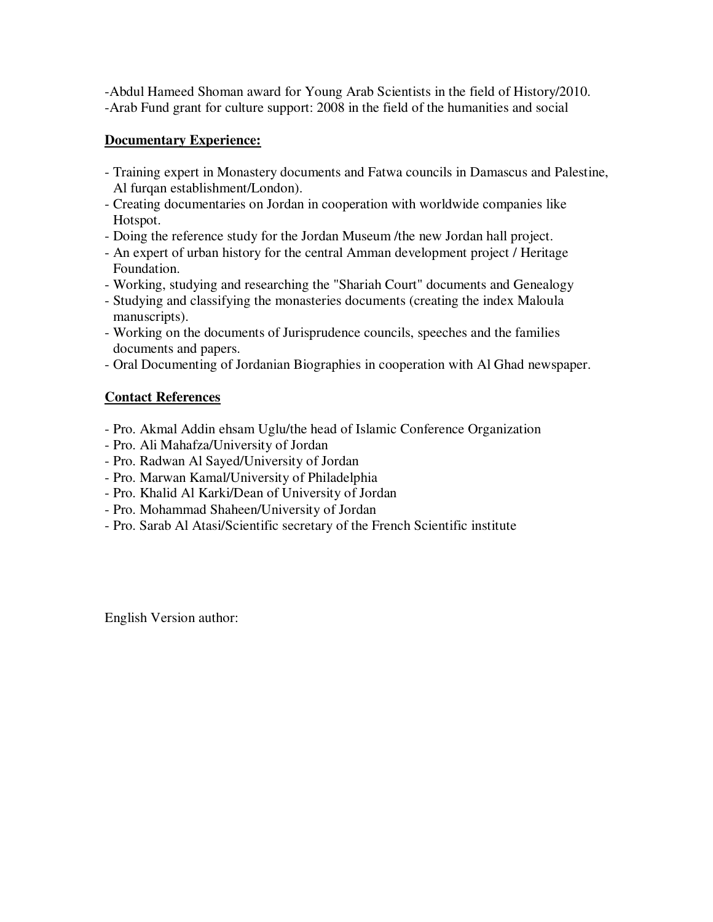-Abdul Hameed Shoman award for Young Arab Scientists in the field of History/2010.
-Arab Fund grant for culture support: 2008 in the field of the humanities and social

## Documentary Experience:

- Training expert in Monastery documents and Fatwa councils in Damascus and Palestine, Al furqan establishment/London).
- Creating documentaries on Jordan in cooperation with worldwide companies like Hotspot.
- Doing the reference study for the Jordan Museum /the new Jordan hall project.
- An expert of urban history for the central Amman development project / Heritage Foundation.
- Working, studying and researching the "Shariah Court" documents and Genealogy
- Studying and classifying the monasteries documents (creating the index Maloula manuscripts).
- Working on the documents of Jurisprudence councils, speeches and the families documents and papers.
- Oral Documenting of Jordanian Biographies in cooperation with Al Ghad newspaper.

## Contact References

- Pro. Akmal Addin ehsam Uglu/the head of Islamic Conference Organization
- Pro. Ali Mahafza/University of Jordan
- Pro. Radwan Al Sayed/University of Jordan
- Pro. Marwan Kamal/University of Philadelphia
- Pro. Khalid Al Karki/Dean of University of Jordan
- Pro. Mohammad Shaheen/University of Jordan
- Pro. Sarab Al Atasi/Scientific secretary of the French Scientific institute

English Version author: